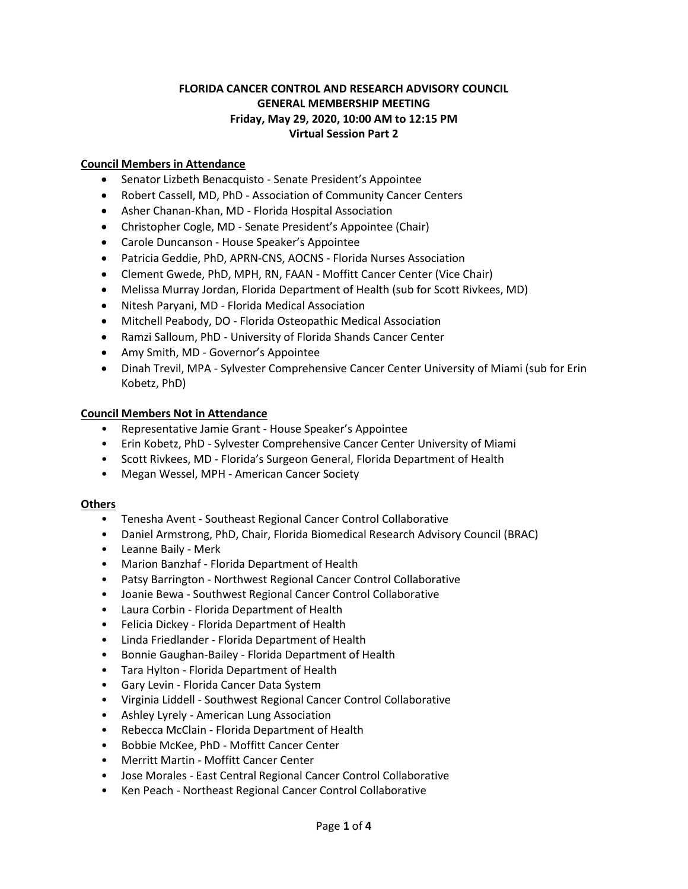# FLORIDA CANCER CONTROL AND RESEARCH ADVISORY COUNCIL
## GENERAL MEMBERSHIP MEETING
### Friday, May 29, 2020, 10:00 AM to 12:15 PM
### Virtual Session Part 2

**Council Members in Attendance**

- Senator Lizbeth Benacquisto - Senate President's Appointee
- Robert Cassell, MD, PhD - Association of Community Cancer Centers
- Asher Chanan-Khan, MD - Florida Hospital Association
- Christopher Cogle, MD - Senate President's Appointee (Chair)
- Carole Duncanson - House Speaker's Appointee
- Patricia Geddie, PhD, APRN-CNS, AOCNS - Florida Nurses Association
- Clement Gwede, PhD, MPH, RN, FAAN - Moffitt Cancer Center (Vice Chair)
- Melissa Murray Jordan, Florida Department of Health (sub for Scott Rivkees, MD)
- Nitesh Paryani, MD - Florida Medical Association
- Mitchell Peabody, DO - Florida Osteopathic Medical Association
- Ramzi Salloum, PhD - University of Florida Shands Cancer Center
- Amy Smith, MD - Governor's Appointee
- Dinah Trevil, MPA - Sylvester Comprehensive Cancer Center University of Miami (sub for Erin Kobetz, PhD)

**Council Members Not in Attendance**

- Representative Jamie Grant - House Speaker's Appointee
- Erin Kobetz, PhD - Sylvester Comprehensive Cancer Center University of Miami
- Scott Rivkees, MD - Florida's Surgeon General, Florida Department of Health
- Megan Wessel, MPH - American Cancer Society

**Others**

- Tenesha Avent - Southeast Regional Cancer Control Collaborative
- Daniel Armstrong, PhD, Chair, Florida Biomedical Research Advisory Council (BRAC)
- Leanne Baily - Merk
- Marion Banzhaf - Florida Department of Health
- Patsy Barrington - Northwest Regional Cancer Control Collaborative
- Joanie Bewa - Southwest Regional Cancer Control Collaborative
- Laura Corbin - Florida Department of Health
- Felicia Dickey - Florida Department of Health
- Linda Friedlander - Florida Department of Health
- Bonnie Gaughan-Bailey - Florida Department of Health
- Tara Hylton - Florida Department of Health
- Gary Levin - Florida Cancer Data System
- Virginia Liddell - Southwest Regional Cancer Control Collaborative
- Ashley Lyrely - American Lung Association
- Rebecca McClain - Florida Department of Health
- Bobbie McKee, PhD - Moffitt Cancer Center
- Merritt Martin - Moffitt Cancer Center
- Jose Morales - East Central Regional Cancer Control Collaborative
- Ken Peach - Northeast Regional Cancer Control Collaborative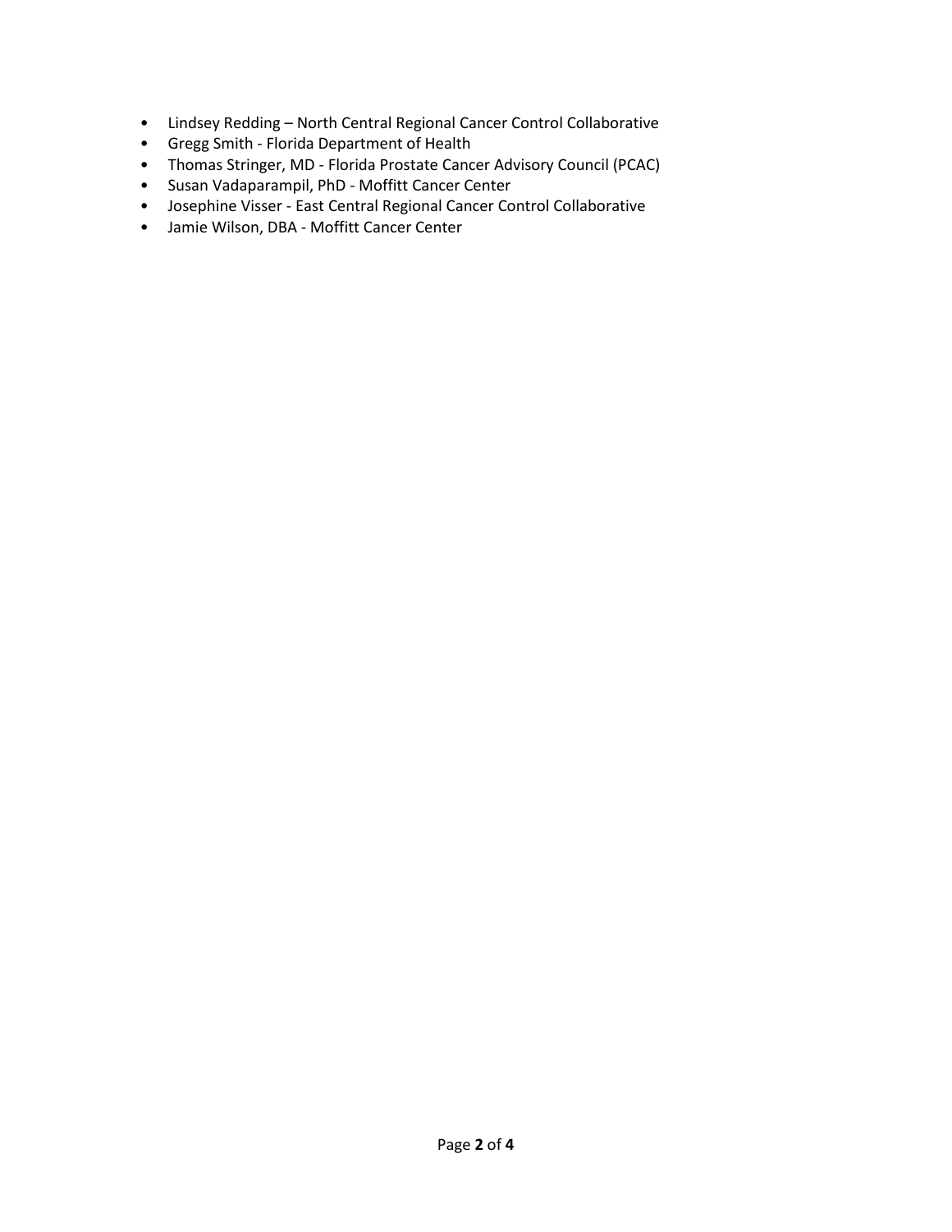- Lindsey Redding – North Central Regional Cancer Control Collaborative
- Gregg Smith - Florida Department of Health
- Thomas Stringer, MD - Florida Prostate Cancer Advisory Council (PCAC)
- Susan Vadaparampil, PhD - Moffitt Cancer Center
- Josephine Visser - East Central Regional Cancer Control Collaborative
- Jamie Wilson, DBA - Moffitt Cancer Center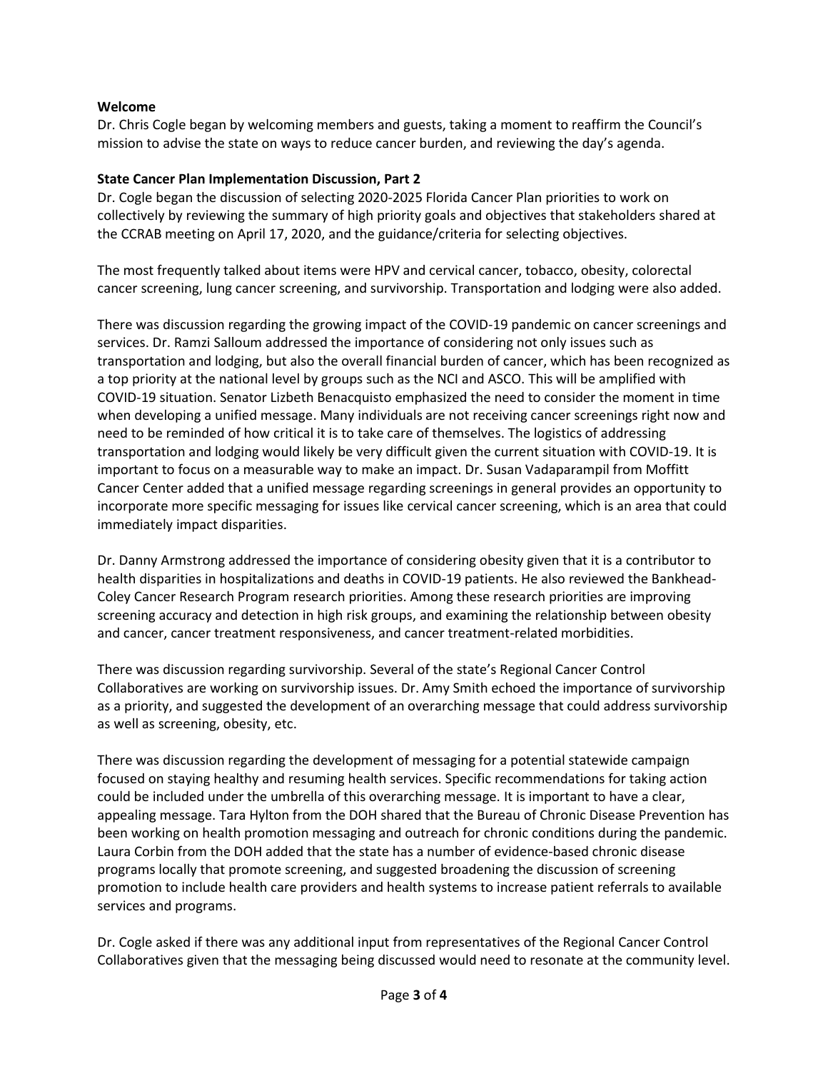**Welcome**

Dr. Chris Cogle began by welcoming members and guests, taking a moment to reaffirm the Council's mission to advise the state on ways to reduce cancer burden, and reviewing the day's agenda.

**State Cancer Plan Implementation Discussion, Part 2**

Dr. Cogle began the discussion of selecting 2020-2025 Florida Cancer Plan priorities to work on collectively by reviewing the summary of high priority goals and objectives that stakeholders shared at the CCRAB meeting on April 17, 2020, and the guidance/criteria for selecting objectives.

The most frequently talked about items were HPV and cervical cancer, tobacco, obesity, colorectal cancer screening, lung cancer screening, and survivorship. Transportation and lodging were also added.

There was discussion regarding the growing impact of the COVID-19 pandemic on cancer screenings and services. Dr. Ramzi Salloum addressed the importance of considering not only issues such as transportation and lodging, but also the overall financial burden of cancer, which has been recognized as a top priority at the national level by groups such as the NCI and ASCO. This will be amplified with COVID-19 situation. Senator Lizbeth Benacquisto emphasized the need to consider the moment in time when developing a unified message. Many individuals are not receiving cancer screenings right now and need to be reminded of how critical it is to take care of themselves. The logistics of addressing transportation and lodging would likely be very difficult given the current situation with COVID-19. It is important to focus on a measurable way to make an impact. Dr. Susan Vadaparampil from Moffitt Cancer Center added that a unified message regarding screenings in general provides an opportunity to incorporate more specific messaging for issues like cervical cancer screening, which is an area that could immediately impact disparities.

Dr. Danny Armstrong addressed the importance of considering obesity given that it is a contributor to health disparities in hospitalizations and deaths in COVID-19 patients. He also reviewed the Bankhead-Coley Cancer Research Program research priorities. Among these research priorities are improving screening accuracy and detection in high risk groups, and examining the relationship between obesity and cancer, cancer treatment responsiveness, and cancer treatment-related morbidities.

There was discussion regarding survivorship. Several of the state's Regional Cancer Control Collaboratives are working on survivorship issues. Dr. Amy Smith echoed the importance of survivorship as a priority, and suggested the development of an overarching message that could address survivorship as well as screening, obesity, etc.

There was discussion regarding the development of messaging for a potential statewide campaign focused on staying healthy and resuming health services. Specific recommendations for taking action could be included under the umbrella of this overarching message. It is important to have a clear, appealing message. Tara Hylton from the DOH shared that the Bureau of Chronic Disease Prevention has been working on health promotion messaging and outreach for chronic conditions during the pandemic. Laura Corbin from the DOH added that the state has a number of evidence-based chronic disease programs locally that promote screening, and suggested broadening the discussion of screening promotion to include health care providers and health systems to increase patient referrals to available services and programs.

Dr. Cogle asked if there was any additional input from representatives of the Regional Cancer Control Collaboratives given that the messaging being discussed would need to resonate at the community level.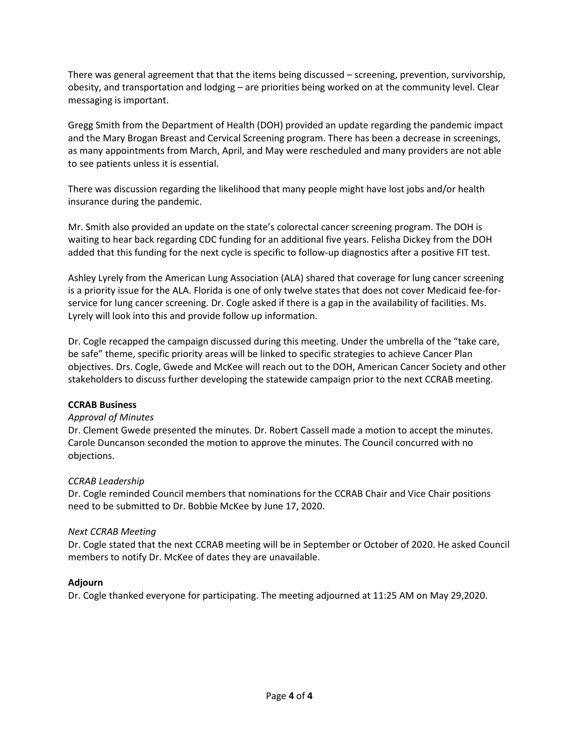There was general agreement that that the items being discussed – screening, prevention, survivorship, obesity, and transportation and lodging – are priorities being worked on at the community level. Clear messaging is important.

Gregg Smith from the Department of Health (DOH) provided an update regarding the pandemic impact and the Mary Brogan Breast and Cervical Screening program. There has been a decrease in screenings, as many appointments from March, April, and May were rescheduled and many providers are not able to see patients unless it is essential.

There was discussion regarding the likelihood that many people might have lost jobs and/or health insurance during the pandemic.

Mr. Smith also provided an update on the state's colorectal cancer screening program. The DOH is waiting to hear back regarding CDC funding for an additional five years. Felisha Dickey from the DOH added that this funding for the next cycle is specific to follow-up diagnostics after a positive FIT test.

Ashley Lyrely from the American Lung Association (ALA) shared that coverage for lung cancer screening is a priority issue for the ALA. Florida is one of only twelve states that does not cover Medicaid fee-for-service for lung cancer screening. Dr. Cogle asked if there is a gap in the availability of facilities. Ms. Lyrely will look into this and provide follow up information.

Dr. Cogle recapped the campaign discussed during this meeting. Under the umbrella of the "take care, be safe" theme, specific priority areas will be linked to specific strategies to achieve Cancer Plan objectives. Drs. Cogle, Gwede and McKee will reach out to the DOH, American Cancer Society and other stakeholders to discuss further developing the statewide campaign prior to the next CCRAB meeting.

**CCRAB Business**

*Approval of Minutes*

Dr. Clement Gwede presented the minutes. Dr. Robert Cassell made a motion to accept the minutes. Carole Duncanson seconded the motion to approve the minutes. The Council concurred with no objections.

*CCRAB Leadership*

Dr. Cogle reminded Council members that nominations for the CCRAB Chair and Vice Chair positions need to be submitted to Dr. Bobbie McKee by June 17, 2020.

*Next CCRAB Meeting*

Dr. Cogle stated that the next CCRAB meeting will be in September or October of 2020. He asked Council members to notify Dr. McKee of dates they are unavailable.

**Adjourn**

Dr. Cogle thanked everyone for participating. The meeting adjourned at 11:25 AM on May 29,2020.